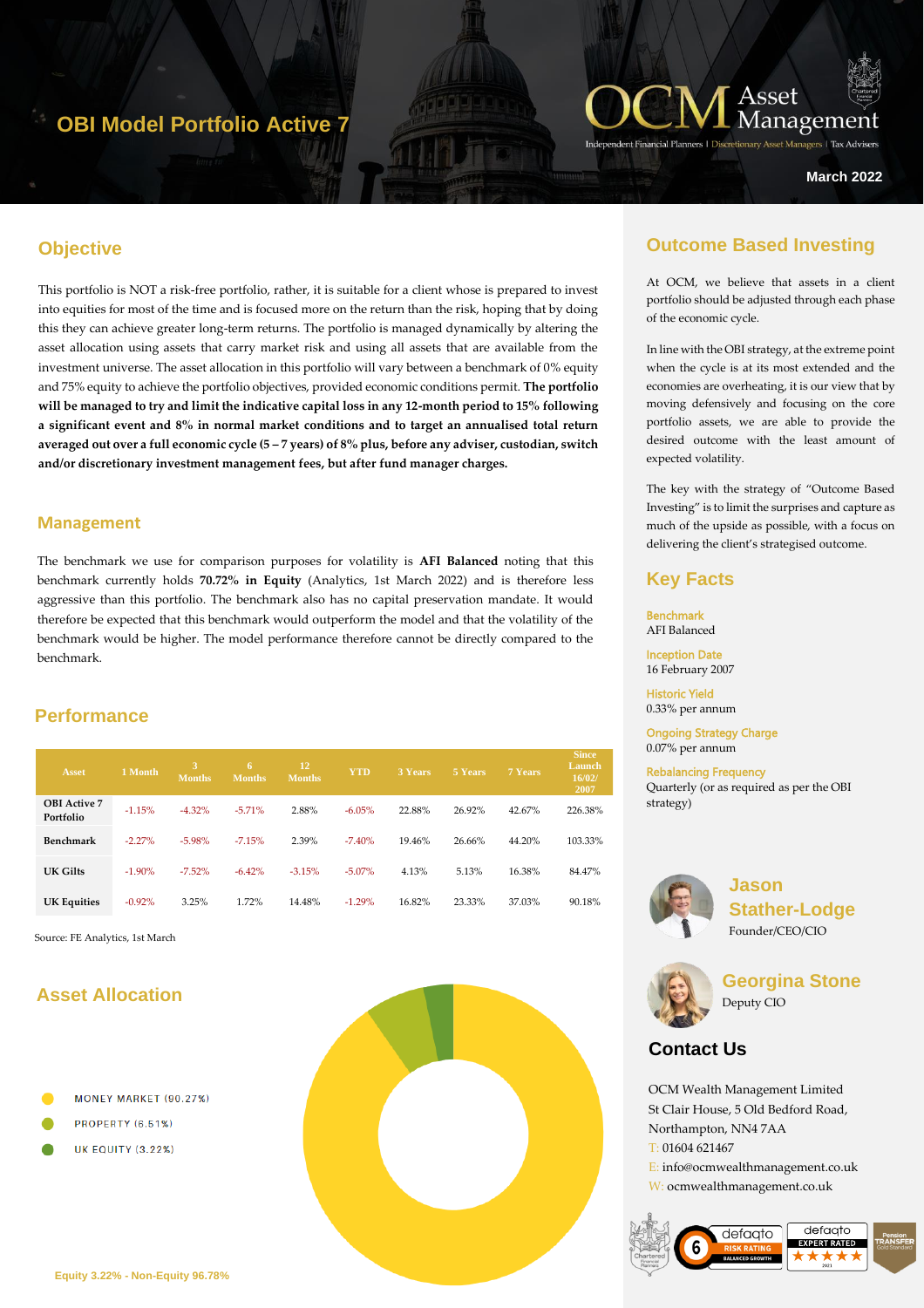# OBI Model Portfolio Active 7

OCM Asset Management

Independent Financial Planners | Discretionary Asset Managers | Tax Advisers

March 2022

## Objective

This portfolio is NOT a risk-free portfolio, rather, it is suitable for a client whose is prepared to invest into equities for most of the time and is focused more on the return than the risk, hoping that by doing this they can achieve greater long-term returns. The portfolio is managed dynamically by altering the asset allocation using assets that carry market risk and using all assets that are available from the investment universe. The asset allocation in this portfolio will vary between a benchmark of 0% equity and 75% equity to achieve the portfolio objectives, provided economic conditions permit. **The portfolio will be managed to try and limit the indicative capital loss in any 12-month period to 15% following a significant event and 8% in normal market conditions and to target an annualised total return averaged out over a full economic cycle (5 – 7 years) of 8% plus, before any adviser, custodian, switch and/or discretionary investment management fees, but after fund manager charges.**

## Management

The benchmark we use for comparison purposes for volatility is **AFI Balanced** noting that this benchmark currently holds **70.72% in Equity** (Analytics, 1st March 2022) and is therefore less aggressive than this portfolio. The benchmark also has no capital preservation mandate. It would therefore be expected that this benchmark would outperform the model and that the volatility of the benchmark would be higher. The model performance therefore cannot be directly compared to the benchmark.

## Performance

| Asset | 1 Month | 3 Months | 6 Months | 12 Months | YTD | 3 Years | 5 Years | 7 Years | Since Launch 16/02/2007 |
|---|---|---|---|---|---|---|---|---|---|
| OBI Active 7 Portfolio | -1.15% | -4.32% | -5.71% | 2.88% | -6.05% | 22.88% | 26.92% | 42.67% | 226.38% |
| Benchmark | -2.27% | -5.98% | -7.15% | 2.39% | -7.40% | 19.46% | 26.66% | 44.20% | 103.33% |
| UK Gilts | -1.90% | -7.52% | -6.42% | -3.15% | -5.07% | 4.13% | 5.13% | 16.38% | 84.47% |
| UK Equities | -0.92% | 3.25% | 1.72% | 14.48% | -1.29% | 16.82% | 23.33% | 37.03% | 90.18% |

Source: FE Analytics, 1st March

## Asset Allocation

- MONEY MARKET (90.27%)
- PROPERTY (6.51%)
- UK EQUITY (3.22%)

Equity 3.22% - Non-Equity 96.78%

## Outcome Based Investing

At OCM, we believe that assets in a client portfolio should be adjusted through each phase of the economic cycle.

In line with the OBI strategy, at the extreme point when the cycle is at its most extended and the economies are overheating, it is our view that by moving defensively and focusing on the core portfolio assets, we are able to provide the desired outcome with the least amount of expected volatility.

The key with the strategy of "Outcome Based Investing" is to limit the surprises and capture as much of the upside as possible, with a focus on delivering the client's strategised outcome.

## Key Facts

**Benchmark**
AFI Balanced

**Inception Date**
16 February 2007

**Historic Yield**
0.33% per annum

**Ongoing Strategy Charge**
0.07% per annum

**Rebalancing Frequency**
Quarterly (or as required as per the OBI strategy)

**Jason Stather-Lodge**
Founder/CEO/CIO

**Georgina Stone**
Deputy CIO

## Contact Us

OCM Wealth Management Limited
St Clair House, 5 Old Bedford Road,
Northampton, NN4 7AA
T: 01604 621467
E: info@ocmwealthmanagement.co.uk
W: ocmwealthmanagement.co.uk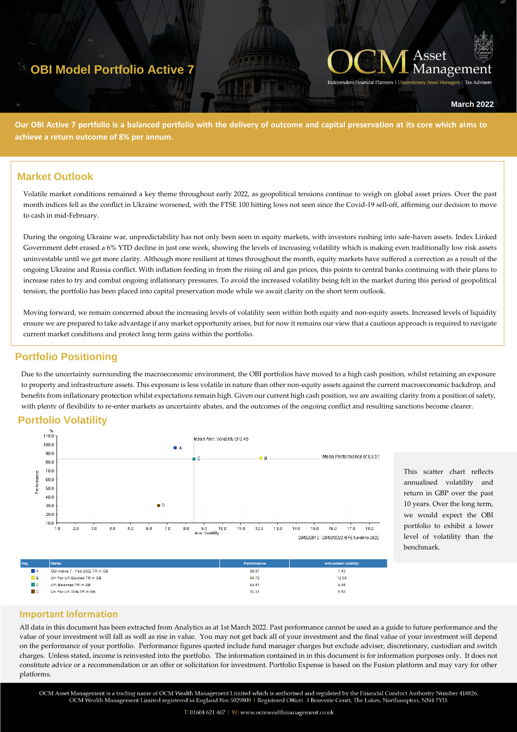# OBI Model Portfolio Active 7

OCM Asset Management

Independent Financial Planners | Discretionary Asset Managers | Tax Advisers

**March 2022**

**Our OBI Active 7 portfolio is a balanced portfolio with the delivery of outcome and capital preservation at its core which aims to achieve a return outcome of 8% per annum.**

## Market Outlook

Volatile market conditions remained a key theme throughout early 2022, as geopolitical tensions continue to weigh on global asset prices. Over the past month indices fell as the conflict in Ukraine worsened, with the FTSE 100 hitting lows not seen since the Covid-19 sell-off, affirming our decision to move to cash in mid-February.

During the ongoing Ukraine war, unpredictability has not only been seen in equity markets, with investors rushing into safe-haven assets. Index Linked Government debt erased a 6% YTD decline in just one week, showing the levels of increasing volatility which is making even traditionally low risk assets uninvestable until we get more clarity. Although more resilient at times throughout the month, equity markets have suffered a correction as a result of the ongoing Ukraine and Russia conflict. With inflation feeding in from the rising oil and gas prices, this points to central banks continuing with their plans to increase rates to try and combat ongoing inflationary pressures. To avoid the increased volatility being felt in the market during this period of geopolitical tension, the portfolio has been placed into capital preservation mode while we await clarity on the short term outlook.

Moving forward, we remain concerned about the increasing levels of volatility seen within both equity and non-equity assets. Increased levels of liquidity ensure we are prepared to take advantage if any market opportunity arises, but for now it remains our view that a cautious approach is required to navigate current market conditions and protect long term gains within the portfolio.

## Portfolio Positioning

Due to the uncertainty surrounding the macroeconomic environment, the OBI portfolios have moved to a high cash position, whilst retaining an exposure to property and infrastructure assets. This exposure is less volatile in nature than other non-equity assets against the current macroeconomic backdrop, and benefits from inflationary protection whilst expectations remain high. Given our current high cash position, we are awaiting clarity from a position of safety, with plenty of flexibility to re-enter markets as uncertainty abates, and the outcomes of the ongoing conflict and resulting sanctions become clearer.

## Portfolio Volatility

%

Performance

Mean Ann. Volatility of 8.45

Mean Performance of 83.51

A
B
C
D

110.0
100.0
90.0
80.0
70.0
60.0
50.0
40.0
30.0
20.0
10.0

1.0 2.0 3.0 4.0 5.0 6.0 7.0 8.0 9.0 10.0 11.0 12.0 13.0 14.0 15.0 16.0 17.0 18.0

Ann. Volatility

29/02/2012 - 28/02/2022 © FE fundinfo 2022

This scatter chart reflects annualised volatility and return in GBP over the past 10 years. Over the long term, we would expect the OBI portfolio to exhibit a lower level of volatility than the benchmark.

| Key | Name | Performance | Annualised Volatility |
|---|---|---|---|
| A | OBI Active 7 - Feb 2022 TR in GB | 96.57 | 7.43 |
| B | UK Pav UK Equities TR in GB | 84.73 | 12.09 |
| C | AFI Balanced TR in GB | 83.51 | 8.45 |
| D | UK Pav UK Gilts TR in GB | 30.21 | 6.53 |

## Important Information

All data in this document has been extracted from Analytics as at 1st March 2022. Past performance cannot be used as a guide to future performance and the value of your investment will fall as well as rise in value. You may not get back all of your investment and the final value of your investment will depend on the performance of your portfolio. Performance figures quoted include fund manager charges but exclude adviser, discretionary, custodian and switch charges. Unless stated, income is reinvested into the portfolio. The information contained in in this document is for information purposes only. It does not constitute advice or a recommendation or an offer or solicitation for investment. Portfolio Expense is based on the Fusion platform and may vary for other platforms.

OCM Asset Management is a trading name of OCM Wealth Management Limited which is authorised and regulated by the Financial Conduct Authority Number 418826. OCM Wealth Management Limited registered in England No: 5029809 | Registered Office: 3 Bouverie Court, The Lakes, Northampton, NN4 7YD.

T: 01604 621 467 | W: www.ocmwealthmanagement.co.uk